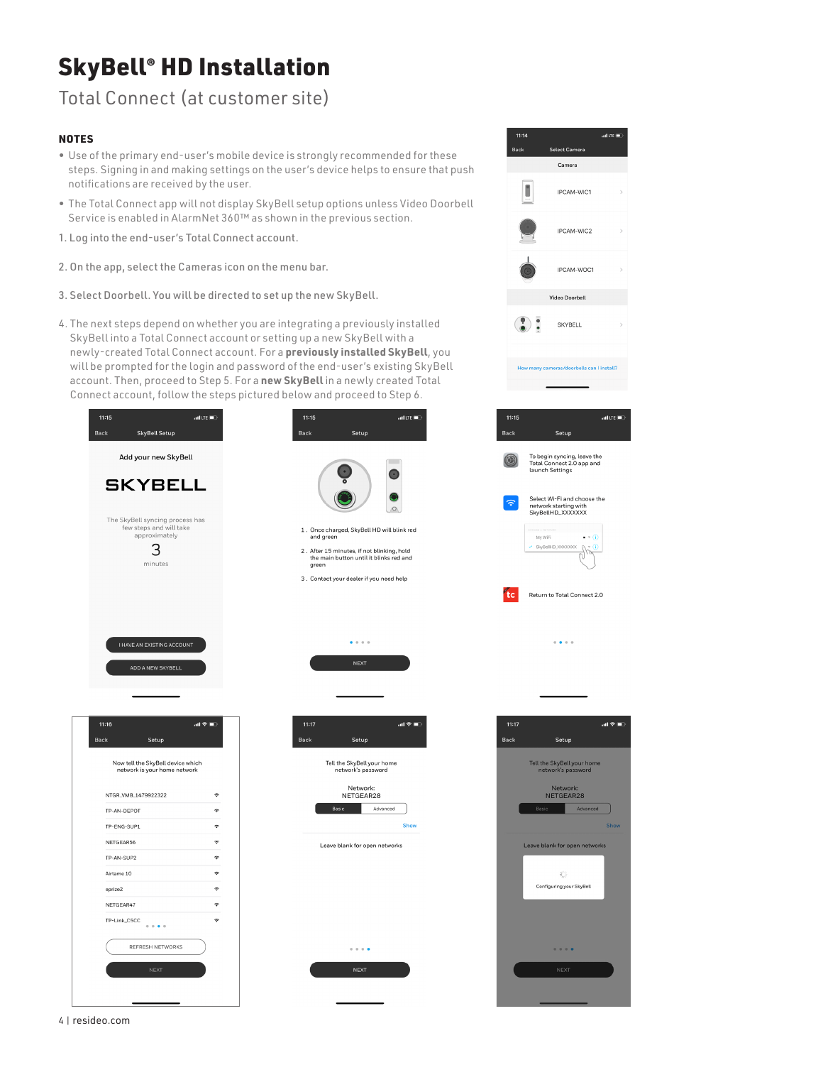# SkyBell® HD Installation

## Total Connect (at customer site)

### NOTES

- Use of the primary end-user's mobile device is strongly recommended for these steps. Signing in and making settings on the user's device helps to ensure that push notifications are received by the user.
- The Total Connect app will not display SkyBell setup options unless Video Doorbell Service is enabled in AlarmNet 360™ as shown in the previous section.

1. Log into the end-user's Total Connect account.

2. On the app, select the Cameras icon on the menu bar.

3. Select Doorbell. You will be directed to set up the new SkyBell.

4. The next steps depend on whether you are integrating a previously installed SkyBell into a Total Connect account or setting up a new SkyBell with a newly-created Total Connect account. For a **previously installed SkyBell**, you will be prompted for the login and password of the end-user's existing SkyBell account. Then, proceed to Step 5. For a **new SkyBell** in a newly created Total Connect account, follow the steps pictured below and proceed to Step 6.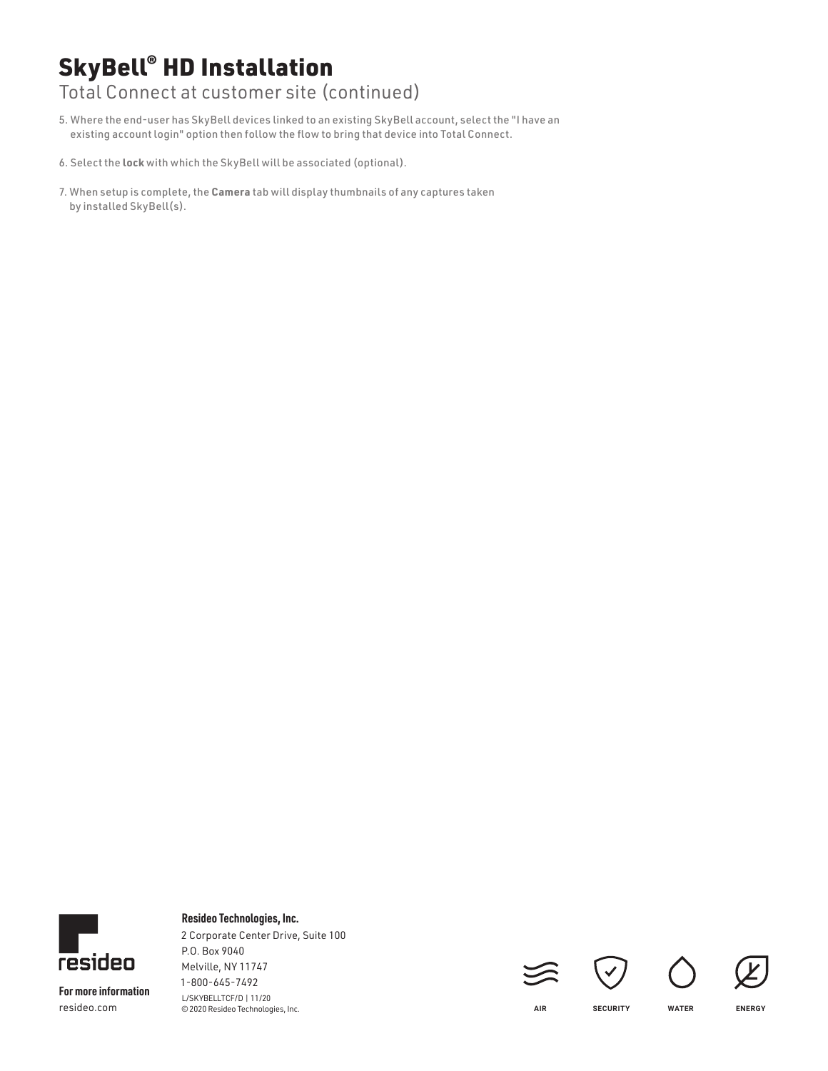# SkyBell® HD Installation

## Total Connect at customer site (continued)

5. Where the end-user has SkyBell devices linked to an existing SkyBell account, select the "I have an existing account login" option then follow the flow to bring that device into Total Connect.

6. Select the **lock** with which the SkyBell will be associated (optional).

7. When setup is complete, the **Camera** tab will display thumbnails of any captures taken by installed SkyBell(s).

resideo

**For more information**
resideo.com

**Resideo Technologies, Inc.**
2 Corporate Center Drive, Suite 100
P.O. Box 9040
Melville, NY 11747
1-800-645-7492
L/SKYBELLTCF/D | 11/20
© 2020 Resideo Technologies, Inc.

AIR SECURITY WATER ENERGY